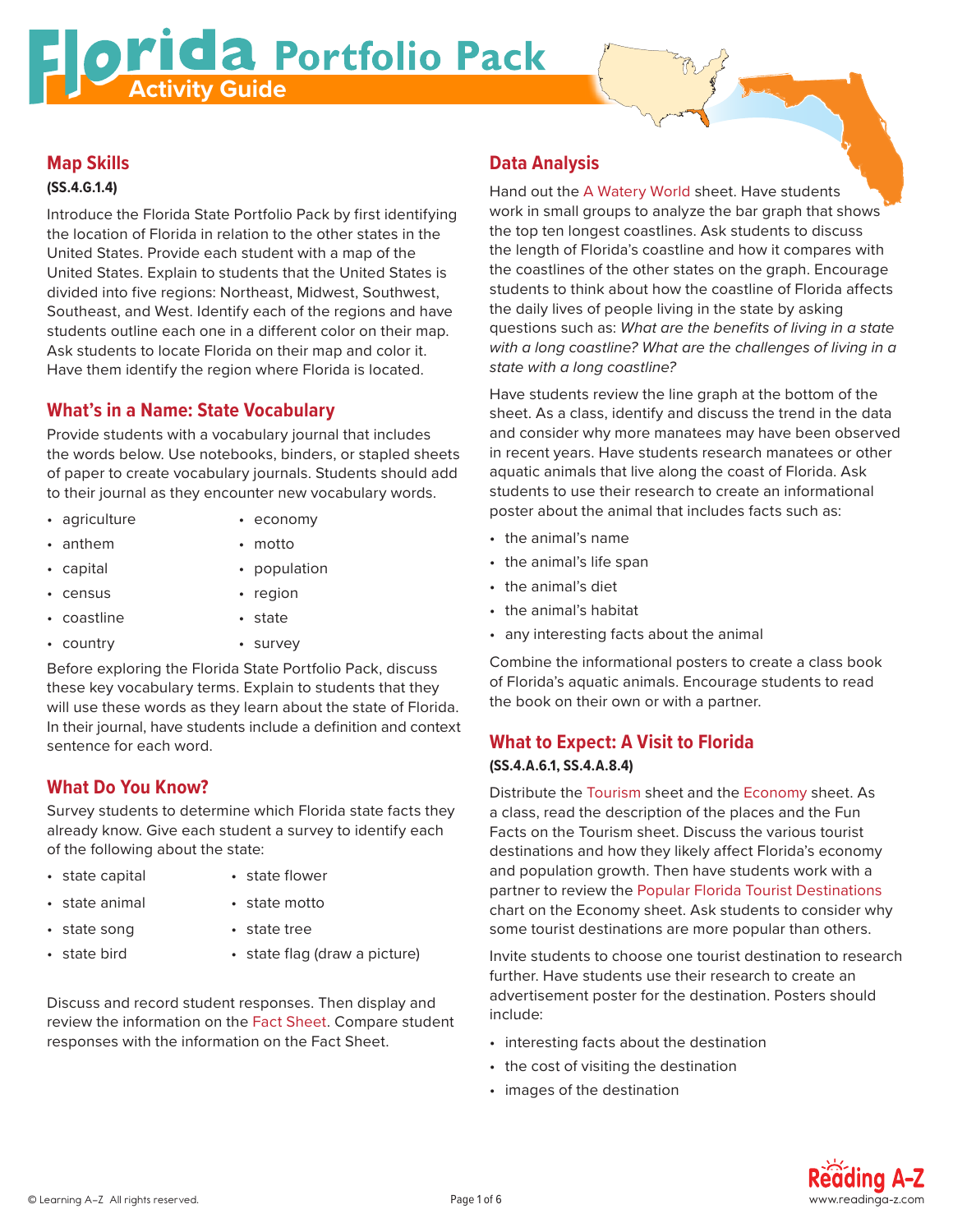# Florida Portfolio Pack

## Activity Guide

## Map Skills

**(SS.4.G.1.4)**

Introduce the Florida State Portfolio Pack by first identifying the location of Florida in relation to the other states in the United States. Provide each student with a map of the United States. Explain to students that the United States is divided into five regions: Northeast, Midwest, Southwest, Southeast, and West. Identify each of the regions and have students outline each one in a different color on their map. Ask students to locate Florida on their map and color it. Have them identify the region where Florida is located.

## What's in a Name: State Vocabulary

Provide students with a vocabulary journal that includes the words below. Use notebooks, binders, or stapled sheets of paper to create vocabulary journals. Students should add to their journal as they encounter new vocabulary words.

- agriculture
- anthem
- capital
- census
- coastline
- country
- economy
- motto
- population
- region
- state
- survey

Before exploring the Florida State Portfolio Pack, discuss these key vocabulary terms. Explain to students that they will use these words as they learn about the state of Florida. In their journal, have students include a definition and context sentence for each word.

## What Do You Know?

Survey students to determine which Florida state facts they already know. Give each student a survey to identify each of the following about the state:

- state capital
- state animal
- state song
- state bird
- state flower
- state motto
- state tree
- state flag (draw a picture)

Discuss and record student responses. Then display and review the information on the Fact Sheet. Compare student responses with the information on the Fact Sheet.

## Data Analysis

Hand out the A Watery World sheet. Have students work in small groups to analyze the bar graph that shows the top ten longest coastlines. Ask students to discuss the length of Florida's coastline and how it compares with the coastlines of the other states on the graph. Encourage students to think about how the coastline of Florida affects the daily lives of people living in the state by asking questions such as: *What are the benefits of living in a state with a long coastline? What are the challenges of living in a state with a long coastline?*

Have students review the line graph at the bottom of the sheet. As a class, identify and discuss the trend in the data and consider why more manatees may have been observed in recent years. Have students research manatees or other aquatic animals that live along the coast of Florida. Ask students to use their research to create an informational poster about the animal that includes facts such as:

- the animal's name
- the animal's life span
- the animal's diet
- the animal's habitat
- any interesting facts about the animal

Combine the informational posters to create a class book of Florida's aquatic animals. Encourage students to read the book on their own or with a partner.

## What to Expect: A Visit to Florida

**(SS.4.A.6.1, SS.4.A.8.4)**

Distribute the Tourism sheet and the Economy sheet. As a class, read the description of the places and the Fun Facts on the Tourism sheet. Discuss the various tourist destinations and how they likely affect Florida's economy and population growth. Then have students work with a partner to review the Popular Florida Tourist Destinations chart on the Economy sheet. Ask students to consider why some tourist destinations are more popular than others.

Invite students to choose one tourist destination to research further. Have students use their research to create an advertisement poster for the destination. Posters should include:

- interesting facts about the destination
- the cost of visiting the destination
- images of the destination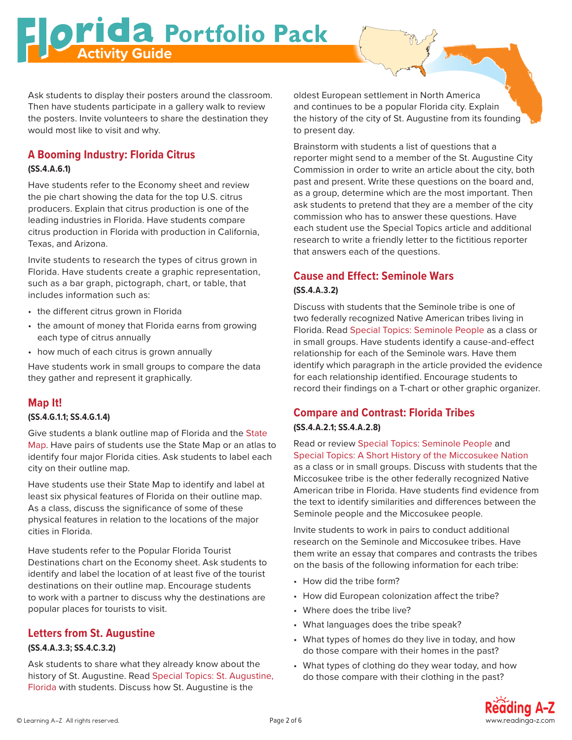Ask students to display their posters around the classroom. Then have students participate in a gallery walk to review the posters. Invite volunteers to share the destination they would most like to visit and why.

## A Booming Industry: Florida Citrus

**(SS.4.A.6.1)**

Have students refer to the Economy sheet and review the pie chart showing the data for the top U.S. citrus producers. Explain that citrus production is one of the leading industries in Florida. Have students compare citrus production in Florida with production in California, Texas, and Arizona.

Invite students to research the types of citrus grown in Florida. Have students create a graphic representation, such as a bar graph, pictograph, chart, or table, that includes information such as:

- the different citrus grown in Florida
- the amount of money that Florida earns from growing each type of citrus annually
- how much of each citrus is grown annually

Have students work in small groups to compare the data they gather and represent it graphically.

## Map It!

**(SS.4.G.1.1; SS.4.G.1.4)**

Give students a blank outline map of Florida and the State Map. Have pairs of students use the State Map or an atlas to identify four major Florida cities. Ask students to label each city on their outline map.

Have students use their State Map to identify and label at least six physical features of Florida on their outline map. As a class, discuss the significance of some of these physical features in relation to the locations of the major cities in Florida.

Have students refer to the Popular Florida Tourist Destinations chart on the Economy sheet. Ask students to identify and label the location of at least five of the tourist destinations on their outline map. Encourage students to work with a partner to discuss why the destinations are popular places for tourists to visit.

## Letters from St. Augustine

**(SS.4.A.3.3; SS.4.C.3.2)**

Ask students to share what they already know about the history of St. Augustine. Read Special Topics: St. Augustine, Florida with students. Discuss how St. Augustine is the oldest European settlement in North America and continues to be a popular Florida city. Explain the history of the city of St. Augustine from its founding to present day.

Brainstorm with students a list of questions that a reporter might send to a member of the St. Augustine City Commission in order to write an article about the city, both past and present. Write these questions on the board and, as a group, determine which are the most important. Then ask students to pretend that they are a member of the city commission who has to answer these questions. Have each student use the Special Topics article and additional research to write a friendly letter to the fictitious reporter that answers each of the questions.

## Cause and Effect: Seminole Wars

**(SS.4.A.3.2)**

Discuss with students that the Seminole tribe is one of two federally recognized Native American tribes living in Florida. Read Special Topics: Seminole People as a class or in small groups. Have students identify a cause-and-effect relationship for each of the Seminole wars. Have them identify which paragraph in the article provided the evidence for each relationship identified. Encourage students to record their findings on a T-chart or other graphic organizer.

## Compare and Contrast: Florida Tribes

**(SS.4.A.2.1; SS.4.A.2.8)**

Read or review Special Topics: Seminole People and Special Topics: A Short History of the Miccosukee Nation as a class or in small groups. Discuss with students that the Miccosukee tribe is the other federally recognized Native American tribe in Florida. Have students find evidence from the text to identify similarities and differences between the Seminole people and the Miccosukee people.

Invite students to work in pairs to conduct additional research on the Seminole and Miccosukee tribes. Have them write an essay that compares and contrasts the tribes on the basis of the following information for each tribe:

- How did the tribe form?
- How did European colonization affect the tribe?
- Where does the tribe live?
- What languages does the tribe speak?
- What types of homes do they live in today, and how do those compare with their homes in the past?
- What types of clothing do they wear today, and how do those compare with their clothing in the past?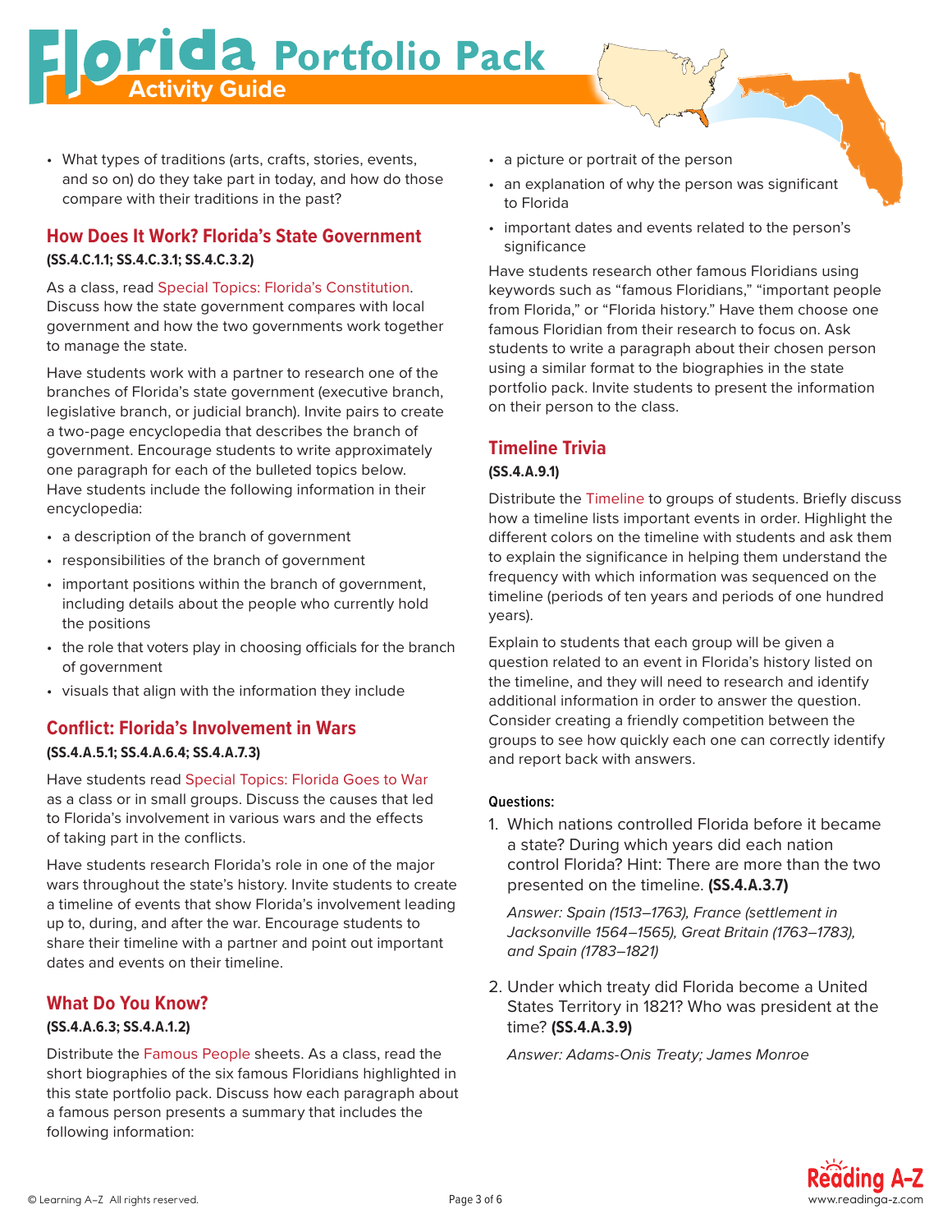- What types of traditions (arts, crafts, stories, events, and so on) do they take part in today, and how do those compare with their traditions in the past?

## How Does It Work? Florida's State Government

**(SS.4.C.1.1; SS.4.C.3.1; SS.4.C.3.2)**

As a class, read Special Topics: Florida's Constitution. Discuss how the state government compares with local government and how the two governments work together to manage the state.

Have students work with a partner to research one of the branches of Florida's state government (executive branch, legislative branch, or judicial branch). Invite pairs to create a two-page encyclopedia that describes the branch of government. Encourage students to write approximately one paragraph for each of the bulleted topics below. Have students include the following information in their encyclopedia:

- a description of the branch of government
- responsibilities of the branch of government
- important positions within the branch of government, including details about the people who currently hold the positions
- the role that voters play in choosing officials for the branch of government
- visuals that align with the information they include

## Conflict: Florida's Involvement in Wars

**(SS.4.A.5.1; SS.4.A.6.4; SS.4.A.7.3)**

Have students read Special Topics: Florida Goes to War as a class or in small groups. Discuss the causes that led to Florida's involvement in various wars and the effects of taking part in the conflicts.

Have students research Florida's role in one of the major wars throughout the state's history. Invite students to create a timeline of events that show Florida's involvement leading up to, during, and after the war. Encourage students to share their timeline with a partner and point out important dates and events on their timeline.

## What Do You Know?

**(SS.4.A.6.3; SS.4.A.1.2)**

Distribute the Famous People sheets. As a class, read the short biographies of the six famous Floridians highlighted in this state portfolio pack. Discuss how each paragraph about a famous person presents a summary that includes the following information:

- a picture or portrait of the person
- an explanation of why the person was significant to Florida
- important dates and events related to the person's significance

Have students research other famous Floridians using keywords such as "famous Floridians," "important people from Florida," or "Florida history." Have them choose one famous Floridian from their research to focus on. Ask students to write a paragraph about their chosen person using a similar format to the biographies in the state portfolio pack. Invite students to present the information on their person to the class.

## Timeline Trivia

**(SS.4.A.9.1)**

Distribute the Timeline to groups of students. Briefly discuss how a timeline lists important events in order. Highlight the different colors on the timeline with students and ask them to explain the significance in helping them understand the frequency with which information was sequenced on the timeline (periods of ten years and periods of one hundred years).

Explain to students that each group will be given a question related to an event in Florida's history listed on the timeline, and they will need to research and identify additional information in order to answer the question. Consider creating a friendly competition between the groups to see how quickly each one can correctly identify and report back with answers.

**Questions:**

1. Which nations controlled Florida before it became a state? During which years did each nation control Florida? Hint: There are more than the two presented on the timeline. **(SS.4.A.3.7)**

   *Answer: Spain (1513–1763), France (settlement in Jacksonville 1564–1565), Great Britain (1763–1783), and Spain (1783–1821)*

2. Under which treaty did Florida become a United States Territory in 1821? Who was president at the time? **(SS.4.A.3.9)**

   *Answer: Adams-Onis Treaty; James Monroe*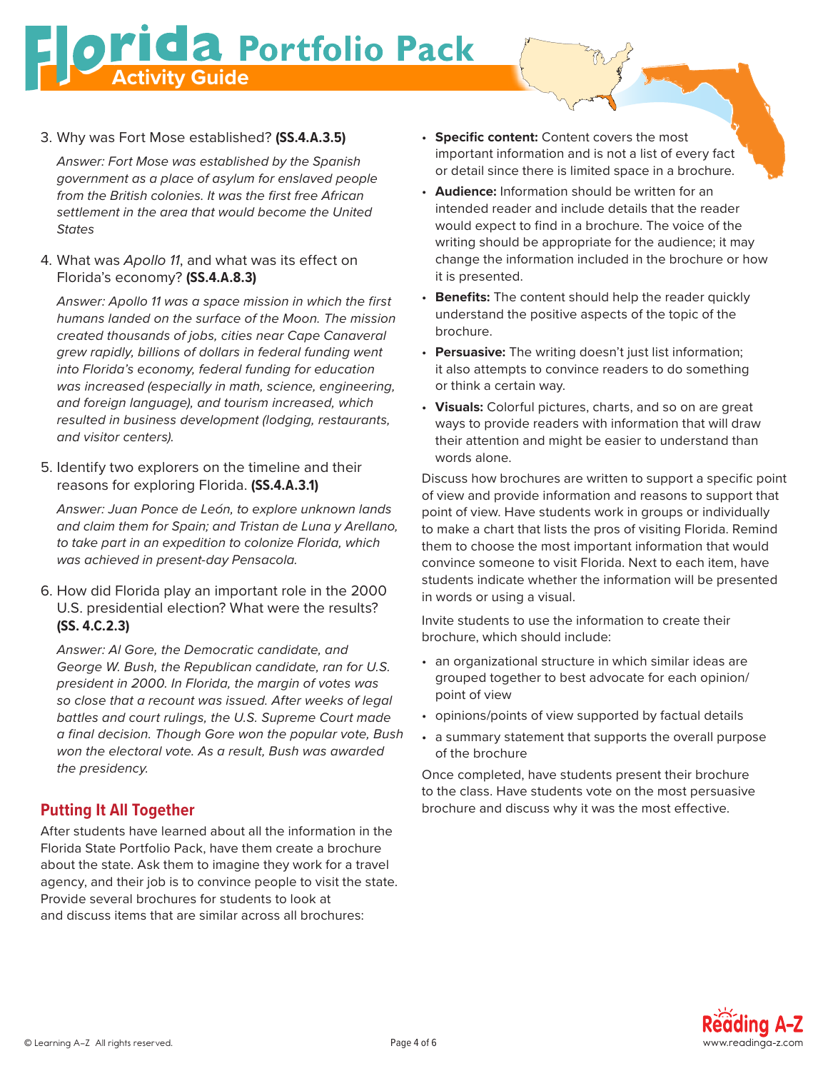3. Why was Fort Mose established? **(SS.4.A.3.5)**

   *Answer: Fort Mose was established by the Spanish government as a place of asylum for enslaved people from the British colonies. It was the first free African settlement in the area that would become the United States*

4. What was *Apollo 11*, and what was its effect on Florida's economy? **(SS.4.A.8.3)**

   *Answer: Apollo 11 was a space mission in which the first humans landed on the surface of the Moon. The mission created thousands of jobs, cities near Cape Canaveral grew rapidly, billions of dollars in federal funding went into Florida's economy, federal funding for education was increased (especially in math, science, engineering, and foreign language), and tourism increased, which resulted in business development (lodging, restaurants, and visitor centers).*

5. Identify two explorers on the timeline and their reasons for exploring Florida. **(SS.4.A.3.1)**

   *Answer: Juan Ponce de León, to explore unknown lands and claim them for Spain; and Tristan de Luna y Arellano, to take part in an expedition to colonize Florida, which was achieved in present-day Pensacola.*

6. How did Florida play an important role in the 2000 U.S. presidential election? What were the results? **(SS. 4.C.2.3)**

   *Answer: Al Gore, the Democratic candidate, and George W. Bush, the Republican candidate, ran for U.S. president in 2000. In Florida, the margin of votes was so close that a recount was issued. After weeks of legal battles and court rulings, the U.S. Supreme Court made a final decision. Though Gore won the popular vote, Bush won the electoral vote. As a result, Bush was awarded the presidency.*

## Putting It All Together

After students have learned about all the information in the Florida State Portfolio Pack, have them create a brochure about the state. Ask them to imagine they work for a travel agency, and their job is to convince people to visit the state. Provide several brochures for students to look at and discuss items that are similar across all brochures:

- **Specific content:** Content covers the most important information and is not a list of every fact or detail since there is limited space in a brochure.
- **Audience:** Information should be written for an intended reader and include details that the reader would expect to find in a brochure. The voice of the writing should be appropriate for the audience; it may change the information included in the brochure or how it is presented.
- **Benefits:** The content should help the reader quickly understand the positive aspects of the topic of the brochure.
- **Persuasive:** The writing doesn't just list information; it also attempts to convince readers to do something or think a certain way.
- **Visuals:** Colorful pictures, charts, and so on are great ways to provide readers with information that will draw their attention and might be easier to understand than words alone.

Discuss how brochures are written to support a specific point of view and provide information and reasons to support that point of view. Have students work in groups or individually to make a chart that lists the pros of visiting Florida. Remind them to choose the most important information that would convince someone to visit Florida. Next to each item, have students indicate whether the information will be presented in words or using a visual.

Invite students to use the information to create their brochure, which should include:

- an organizational structure in which similar ideas are grouped together to best advocate for each opinion/point of view
- opinions/points of view supported by factual details
- a summary statement that supports the overall purpose of the brochure

Once completed, have students present their brochure to the class. Have students vote on the most persuasive brochure and discuss why it was the most effective.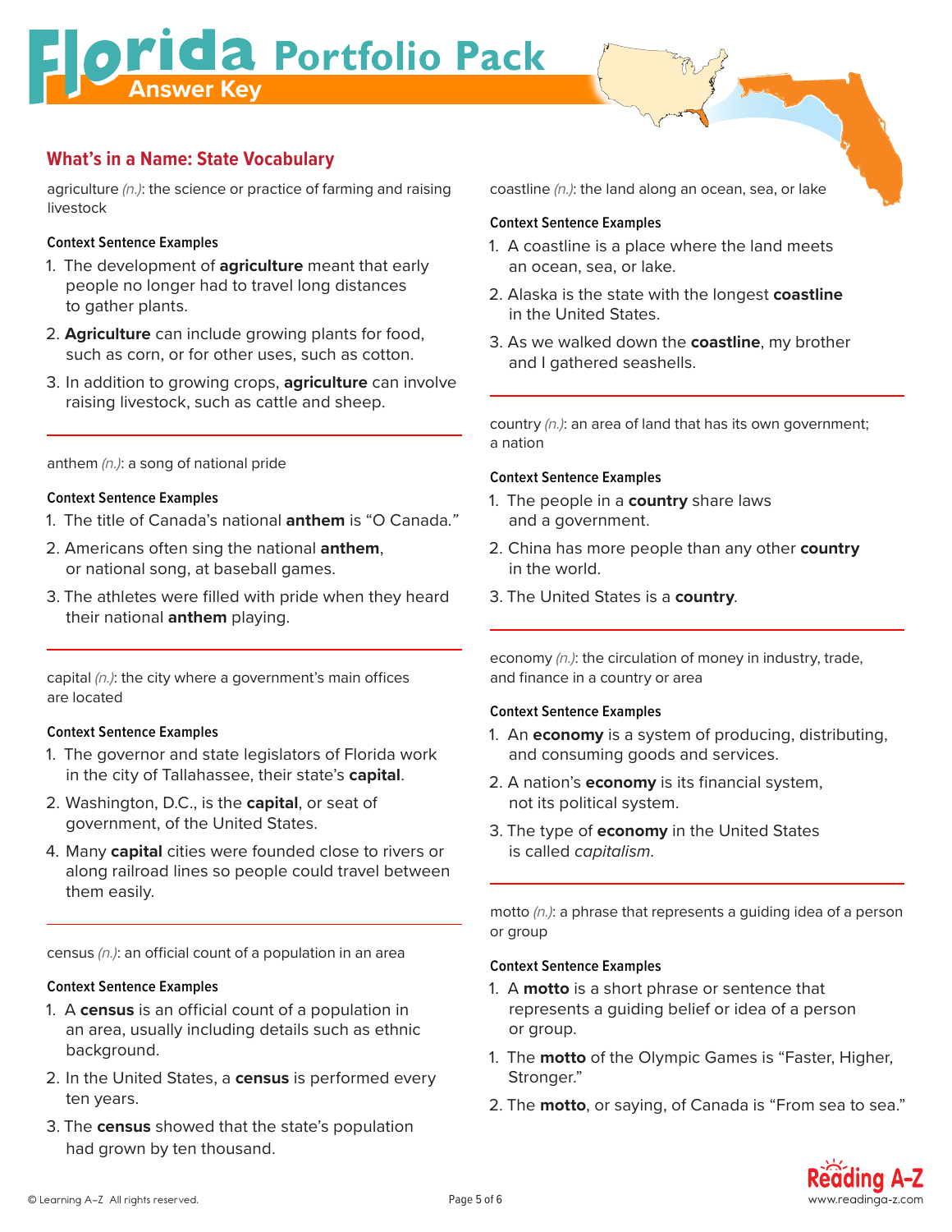# Florida Portfolio Pack

## Answer Key

## What's in a Name: State Vocabulary

agriculture *(n.)*: the science or practice of farming and raising livestock

**Context Sentence Examples**

1. The development of **agriculture** meant that early people no longer had to travel long distances to gather plants.
2. **Agriculture** can include growing plants for food, such as corn, or for other uses, such as cotton.
3. In addition to growing crops, **agriculture** can involve raising livestock, such as cattle and sheep.

---

anthem *(n.)*: a song of national pride

**Context Sentence Examples**

1. The title of Canada's national **anthem** is "O Canada."
2. Americans often sing the national **anthem**, or national song, at baseball games.
3. The athletes were filled with pride when they heard their national **anthem** playing.

---

capital *(n.)*: the city where a government's main offices are located

**Context Sentence Examples**

1. The governor and state legislators of Florida work in the city of Tallahassee, their state's **capital**.
2. Washington, D.C., is the **capital**, or seat of government, of the United States.
4. Many **capital** cities were founded close to rivers or along railroad lines so people could travel between them easily.

---

census *(n.)*: an official count of a population in an area

**Context Sentence Examples**

1. A **census** is an official count of a population in an area, usually including details such as ethnic background.
2. In the United States, a **census** is performed every ten years.
3. The **census** showed that the state's population had grown by ten thousand.

---

coastline *(n.)*: the land along an ocean, sea, or lake

**Context Sentence Examples**

1. A coastline is a place where the land meets an ocean, sea, or lake.
2. Alaska is the state with the longest **coastline** in the United States.
3. As we walked down the **coastline**, my brother and I gathered seashells.

---

country *(n.)*: an area of land that has its own government; a nation

**Context Sentence Examples**

1. The people in a **country** share laws and a government.
2. China has more people than any other **country** in the world.
3. The United States is a **country**.

---

economy *(n.)*: the circulation of money in industry, trade, and finance in a country or area

**Context Sentence Examples**

1. An **economy** is a system of producing, distributing, and consuming goods and services.
2. A nation's **economy** is its financial system, not its political system.
3. The type of **economy** in the United States is called *capitalism*.

---

motto *(n.)*: a phrase that represents a guiding idea of a person or group

**Context Sentence Examples**

1. A **motto** is a short phrase or sentence that represents a guiding belief or idea of a person or group.
1. The **motto** of the Olympic Games is "Faster, Higher, Stronger."
2. The **motto**, or saying, of Canada is "From sea to sea."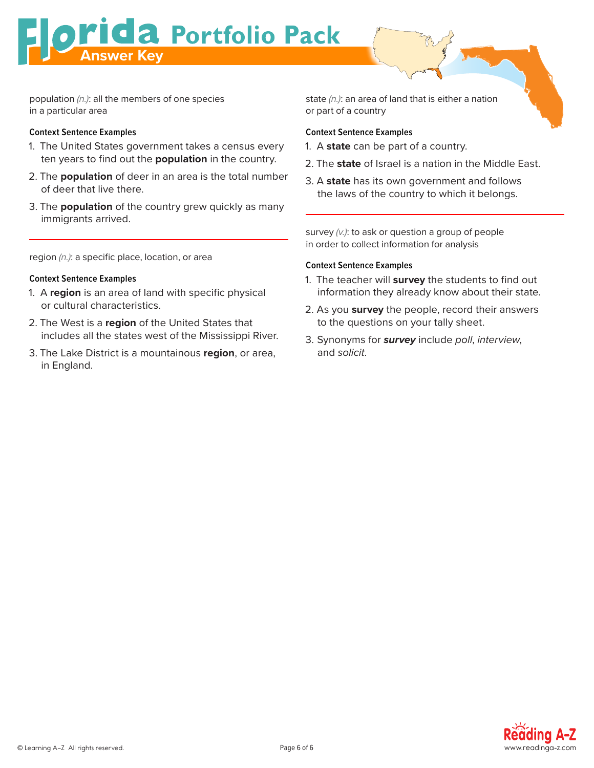# Florida Portfolio Pack

## Answer Key

population *(n.)*: all the members of one species in a particular area

**Context Sentence Examples**

1. The United States government takes a census every ten years to find out the **population** in the country.
2. The **population** of deer in an area is the total number of deer that live there.
3. The **population** of the country grew quickly as many immigrants arrived.

region *(n.)*: a specific place, location, or area

**Context Sentence Examples**

1. A **region** is an area of land with specific physical or cultural characteristics.
2. The West is a **region** of the United States that includes all the states west of the Mississippi River.
3. The Lake District is a mountainous **region**, or area, in England.

state *(n.)*: an area of land that is either a nation or part of a country

**Context Sentence Examples**

1. A **state** can be part of a country.
2. The **state** of Israel is a nation in the Middle East.
3. A **state** has its own government and follows the laws of the country to which it belongs.

survey *(v.)*: to ask or question a group of people in order to collect information for analysis

**Context Sentence Examples**

1. The teacher will **survey** the students to find out information they already know about their state.
2. As you **survey** the people, record their answers to the questions on your tally sheet.
3. Synonyms for ***survey*** include *poll*, *interview*, and *solicit*.